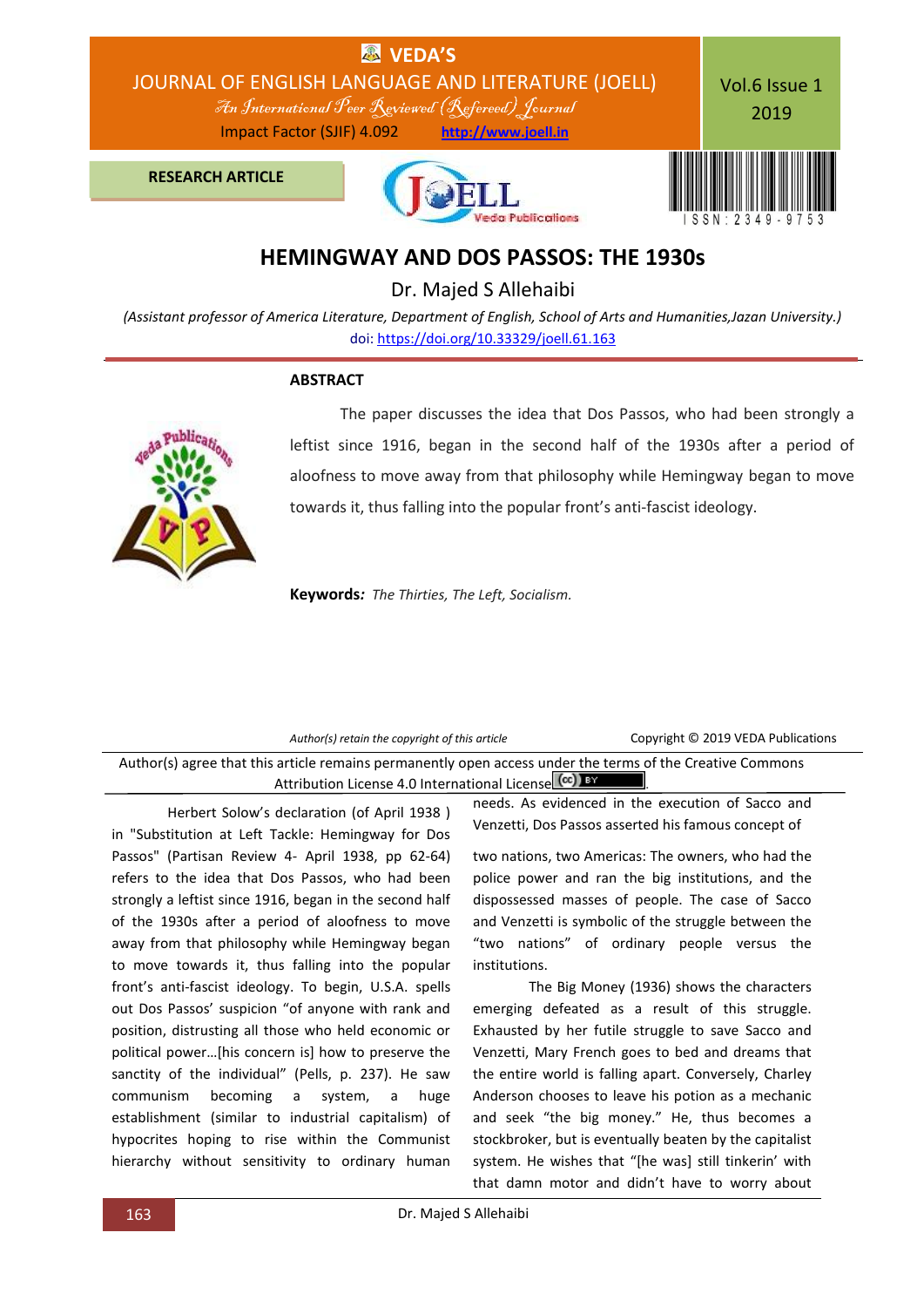RESEARCH ARTICLE

# HEMINGWAY AND DOS PASSOS: THE 1930s

**Dr. Majed S Allehaibi**

*(Assistant professor of America Literature, Department of English, School of Arts and Humanities,Jazan University.)*

doi: https://doi.org/10.33329/joell.61.163

## ABSTRACT

The paper discusses the idea that Dos Passos, who had been strongly a leftist since 1916, began in the second half of the 1930s after a period of aloofness to move away from that philosophy while Hemingway began to move towards it, thus falling into the popular front's anti-fascist ideology.

**Keywords:** *The Thirties, The Left, Socialism.*

*Author(s) retain the copyright of this article* Copyright © 2019 VEDA Publications

Author(s) agree that this article remains permanently open access under the terms of the Creative Commons Attribution License 4.0 International License.

Herbert Solow's declaration (of April 1938 ) in "Substitution at Left Tackle: Hemingway for Dos Passos" (Partisan Review 4- April 1938, pp 62-64) refers to the idea that Dos Passos, who had been strongly a leftist since 1916, began in the second half of the 1930s after a period of aloofness to move away from that philosophy while Hemingway began to move towards it, thus falling into the popular front's anti-fascist ideology. To begin, U.S.A. spells out Dos Passos' suspicion "of anyone with rank and position, distrusting all those who held economic or political power…[his concern is] how to preserve the sanctity of the individual" (Pells, p. 237). He saw communism becoming a system, a huge establishment (similar to industrial capitalism) of hypocrites hoping to rise within the Communist hierarchy without sensitivity to ordinary human needs. As evidenced in the execution of Sacco and Venzetti, Dos Passos asserted his famous concept of two nations, two Americas: The owners, who had the police power and ran the big institutions, and the dispossessed masses of people. The case of Sacco and Venzetti is symbolic of the struggle between the "two nations" of ordinary people versus the institutions.

The Big Money (1936) shows the characters emerging defeated as a result of this struggle. Exhausted by her futile struggle to save Sacco and Venzetti, Mary French goes to bed and dreams that the entire world is falling apart. Conversely, Charley Anderson chooses to leave his potion as a mechanic and seek "the big money." He, thus becomes a stockbroker, but is eventually beaten by the capitalist system. He wishes that "[he was] still tinkerin' with that damn motor and didn't have to worry about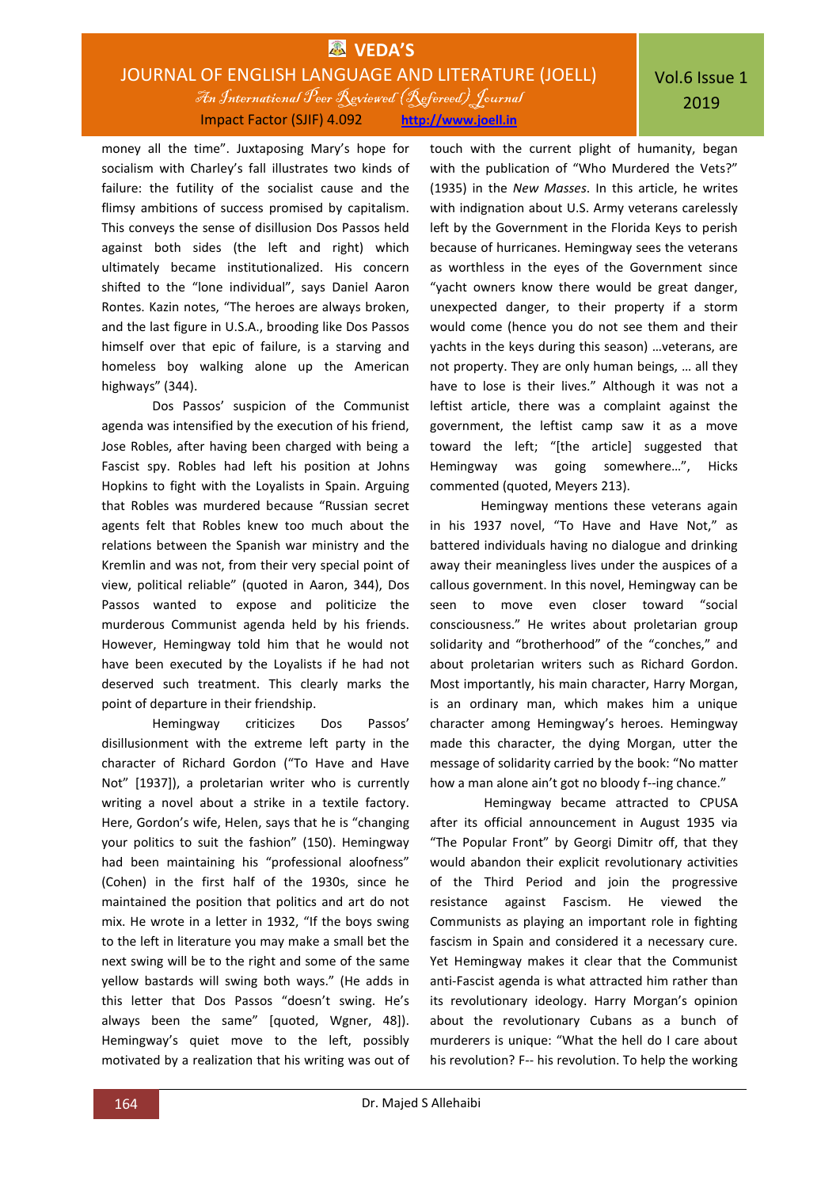money all the time". Juxtaposing Mary's hope for socialism with Charley's fall illustrates two kinds of failure: the futility of the socialist cause and the flimsy ambitions of success promised by capitalism. This conveys the sense of disillusion Dos Passos held against both sides (the left and right) which ultimately became institutionalized. His concern shifted to the "lone individual", says Daniel Aaron Rontes. Kazin notes, "The heroes are always broken, and the last figure in U.S.A., brooding like Dos Passos himself over that epic of failure, is a starving and homeless boy walking alone up the American highways" (344).

Dos Passos' suspicion of the Communist agenda was intensified by the execution of his friend, Jose Robles, after having been charged with being a Fascist spy. Robles had left his position at Johns Hopkins to fight with the Loyalists in Spain. Arguing that Robles was murdered because "Russian secret agents felt that Robles knew too much about the relations between the Spanish war ministry and the Kremlin and was not, from their very special point of view, political reliable" (quoted in Aaron, 344), Dos Passos wanted to expose and politicize the murderous Communist agenda held by his friends. However, Hemingway told him that he would not have been executed by the Loyalists if he had not deserved such treatment. This clearly marks the point of departure in their friendship.

Hemingway criticizes Dos Passos' disillusionment with the extreme left party in the character of Richard Gordon ("To Have and Have Not" [1937]), a proletarian writer who is currently writing a novel about a strike in a textile factory. Here, Gordon's wife, Helen, says that he is "changing your politics to suit the fashion" (150). Hemingway had been maintaining his "professional aloofness" (Cohen) in the first half of the 1930s, since he maintained the position that politics and art do not mix. He wrote in a letter in 1932, "If the boys swing to the left in literature you may make a small bet the next swing will be to the right and some of the same yellow bastards will swing both ways." (He adds in this letter that Dos Passos "doesn't swing. He's always been the same" [quoted, Wgner, 48]). Hemingway's quiet move to the left, possibly motivated by a realization that his writing was out of touch with the current plight of humanity, began with the publication of "Who Murdered the Vets?" (1935) in the *New Masses*. In this article, he writes with indignation about U.S. Army veterans carelessly left by the Government in the Florida Keys to perish because of hurricanes. Hemingway sees the veterans as worthless in the eyes of the Government since "yacht owners know there would be great danger, unexpected danger, to their property if a storm would come (hence you do not see them and their yachts in the keys during this season) …veterans, are not property. They are only human beings, … all they have to lose is their lives." Although it was not a leftist article, there was a complaint against the government, the leftist camp saw it as a move toward the left; "[the article] suggested that Hemingway was going somewhere…", Hicks commented (quoted, Meyers 213).

Hemingway mentions these veterans again in his 1937 novel, "To Have and Have Not," as battered individuals having no dialogue and drinking away their meaningless lives under the auspices of a callous government. In this novel, Hemingway can be seen to move even closer toward "social consciousness." He writes about proletarian group solidarity and "brotherhood" of the "conches," and about proletarian writers such as Richard Gordon. Most importantly, his main character, Harry Morgan, is an ordinary man, which makes him a unique character among Hemingway's heroes. Hemingway made this character, the dying Morgan, utter the message of solidarity carried by the book: "No matter how a man ain't got no bloody f--ing chance."

Hemingway became attracted to CPUSA after its official announcement in August 1935 via "The Popular Front" by Georgi Dimitr off, that they would abandon their explicit revolutionary activities of the Third Period and join the progressive resistance against Fascism. He viewed the Communists as playing an important role in fighting fascism in Spain and considered it a necessary cure. Yet Hemingway makes it clear that the Communist anti-Fascist agenda is what attracted him rather than its revolutionary ideology. Harry Morgan's opinion about the revolutionary Cubans as a bunch of murderers is unique: "What the hell do I care about his revolution? F-- his revolution. To help the working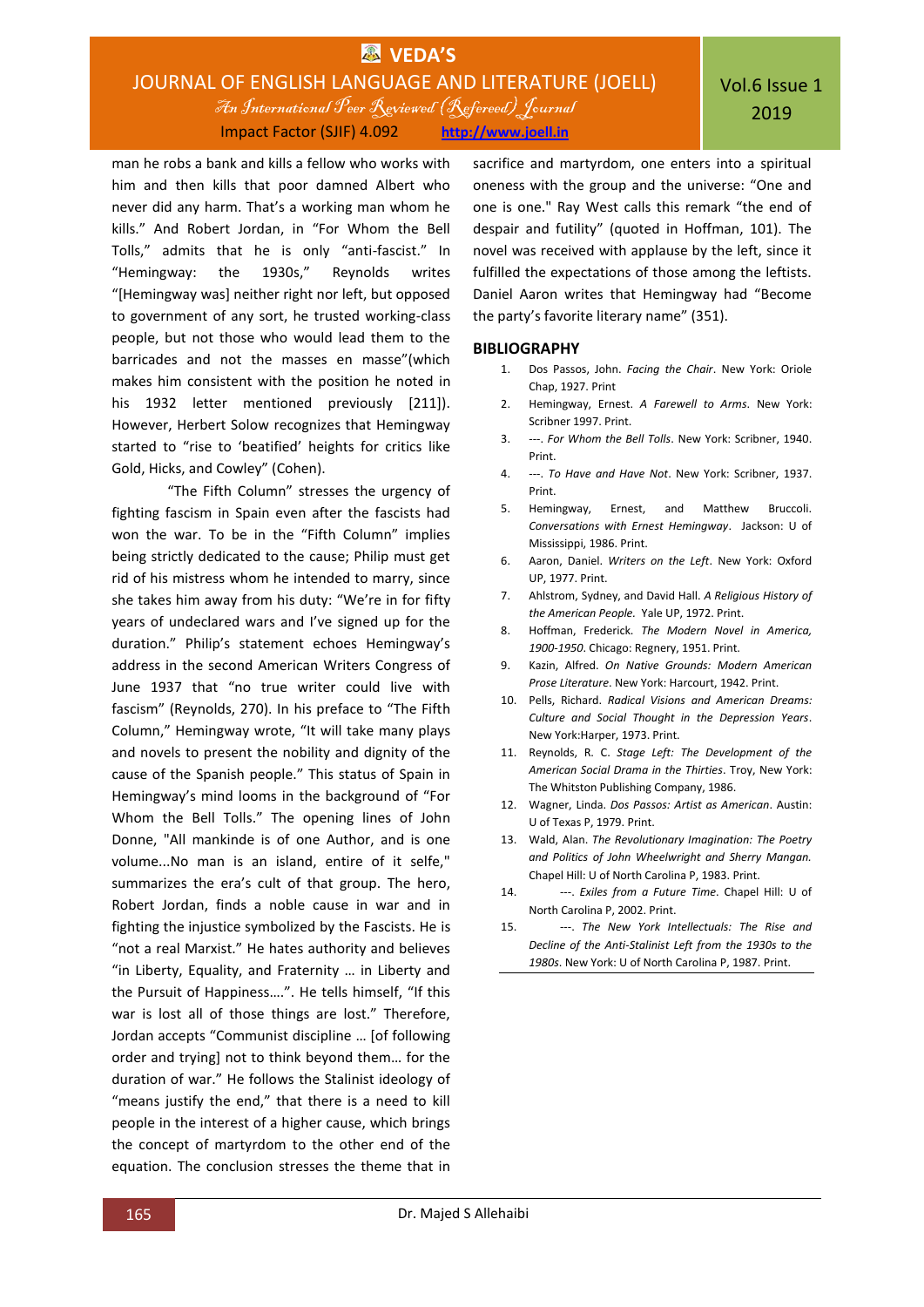man he robs a bank and kills a fellow who works with him and then kills that poor damned Albert who never did any harm. That's a working man whom he kills." And Robert Jordan, in "For Whom the Bell Tolls," admits that he is only "anti-fascist." In "Hemingway: the 1930s," Reynolds writes "[Hemingway was] neither right nor left, but opposed to government of any sort, he trusted working-class people, but not those who would lead them to the barricades and not the masses en masse"(which makes him consistent with the position he noted in his 1932 letter mentioned previously [211]). However, Herbert Solow recognizes that Hemingway started to "rise to 'beatified' heights for critics like Gold, Hicks, and Cowley" (Cohen).

"The Fifth Column" stresses the urgency of fighting fascism in Spain even after the fascists had won the war. To be in the "Fifth Column" implies being strictly dedicated to the cause; Philip must get rid of his mistress whom he intended to marry, since she takes him away from his duty: "We're in for fifty years of undeclared wars and I've signed up for the duration." Philip's statement echoes Hemingway's address in the second American Writers Congress of June 1937 that "no true writer could live with fascism" (Reynolds, 270). In his preface to "The Fifth Column," Hemingway wrote, "It will take many plays and novels to present the nobility and dignity of the cause of the Spanish people." This status of Spain in Hemingway's mind looms in the background of "For Whom the Bell Tolls." The opening lines of John Donne, "All mankinde is of one Author, and is one volume...No man is an island, entire of it selfe," summarizes the era's cult of that group. The hero, Robert Jordan, finds a noble cause in war and in fighting the injustice symbolized by the Fascists. He is "not a real Marxist." He hates authority and believes "in Liberty, Equality, and Fraternity … in Liberty and the Pursuit of Happiness….". He tells himself, "If this war is lost all of those things are lost." Therefore, Jordan accepts "Communist discipline … [of following order and trying] not to think beyond them… for the duration of war." He follows the Stalinist ideology of "means justify the end," that there is a need to kill people in the interest of a higher cause, which brings the concept of martyrdom to the other end of the equation. The conclusion stresses the theme that in sacrifice and martyrdom, one enters into a spiritual oneness with the group and the universe: "One and one is one." Ray West calls this remark "the end of despair and futility" (quoted in Hoffman, 101). The novel was received with applause by the left, since it fulfilled the expectations of those among the leftists. Daniel Aaron writes that Hemingway had "Become the party's favorite literary name" (351).

## BIBLIOGRAPHY

1. Dos Passos, John. *Facing the Chair*. New York: Oriole Chap, 1927. Print
2. Hemingway, Ernest. *A Farewell to Arms*. New York: Scribner 1997. Print.
3. ---. *For Whom the Bell Tolls*. New York: Scribner, 1940. Print.
4. ---. *To Have and Have Not*. New York: Scribner, 1937. Print.
5. Hemingway, Ernest, and Matthew Bruccoli. *Conversations with Ernest Hemingway*. Jackson: U of Mississippi, 1986. Print.
6. Aaron, Daniel. *Writers on the Left*. New York: Oxford UP, 1977. Print.
7. Ahlstrom, Sydney, and David Hall. *A Religious History of the American People.* Yale UP, 1972. Print.
8. Hoffman, Frederick. *The Modern Novel in America, 1900-1950*. Chicago: Regnery, 1951. Print.
9. Kazin, Alfred. *On Native Grounds: Modern American Prose Literature*. New York: Harcourt, 1942. Print.
10. Pells, Richard. *Radical Visions and American Dreams: Culture and Social Thought in the Depression Years*. New York:Harper, 1973. Print.
11. Reynolds, R. C. *Stage Left: The Development of the American Social Drama in the Thirties*. Troy, New York: The Whitston Publishing Company, 1986.
12. Wagner, Linda. *Dos Passos: Artist as American*. Austin: U of Texas P, 1979. Print.
13. Wald, Alan. *The Revolutionary Imagination: The Poetry and Politics of John Wheelwright and Sherry Mangan.* Chapel Hill: U of North Carolina P, 1983. Print.
14. ---. *Exiles from a Future Time*. Chapel Hill: U of North Carolina P, 2002. Print.
15. ---. *The New York Intellectuals: The Rise and Decline of the Anti-Stalinist Left from the 1930s to the 1980s*. New York: U of North Carolina P, 1987. Print.